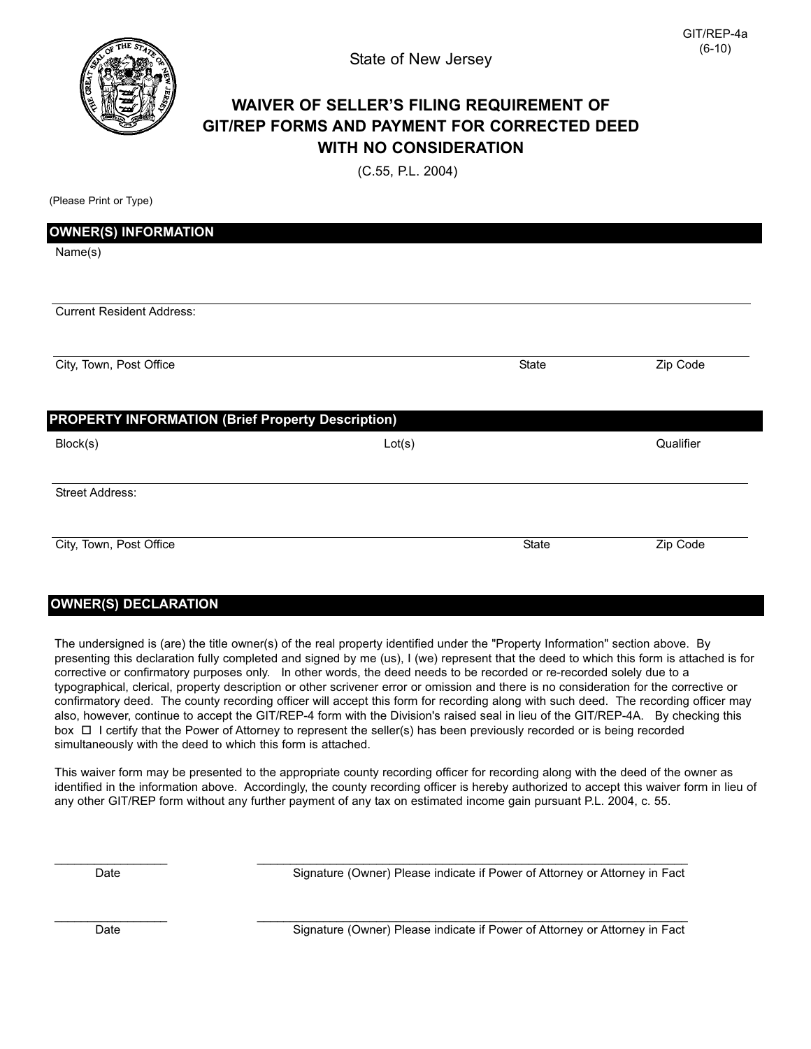GIT/REP-4a
(6-10)

State of New Jersey

# WAIVER OF SELLER'S FILING REQUIREMENT OF GIT/REP FORMS AND PAYMENT FOR CORRECTED DEED WITH NO CONSIDERATION

(C.55, P.L. 2004)

(Please Print or Type)

## OWNER(S) INFORMATION

Name(s)

Current Resident Address:

City, Town, Post Office | State | Zip Code

## PROPERTY INFORMATION (Brief Property Description)

Block(s) | Lot(s) | Qualifier

Street Address:

City, Town, Post Office | State | Zip Code

## OWNER(S) DECLARATION

The undersigned is (are) the title owner(s) of the real property identified under the "Property Information" section above. By presenting this declaration fully completed and signed by me (us), I (we) represent that the deed to which this form is attached is for corrective or confirmatory purposes only. In other words, the deed needs to be recorded or re-recorded solely due to a typographical, clerical, property description or other scrivener error or omission and there is no consideration for the corrective or confirmatory deed. The county recording officer will accept this form for recording along with such deed. The recording officer may also, however, continue to accept the GIT/REP-4 form with the Division's raised seal in lieu of the GIT/REP-4A. By checking this box ☐ I certify that the Power of Attorney to represent the seller(s) has been previously recorded or is being recorded simultaneously with the deed to which this form is attached.

This waiver form may be presented to the appropriate county recording officer for recording along with the deed of the owner as identified in the information above. Accordingly, the county recording officer is hereby authorized to accept this waiver form in lieu of any other GIT/REP form without any further payment of any tax on estimated income gain pursuant P.L. 2004, c. 55.

_________________ Date

_________________ Signature (Owner) Please indicate if Power of Attorney or Attorney in Fact

_________________ Date

_________________ Signature (Owner) Please indicate if Power of Attorney or Attorney in Fact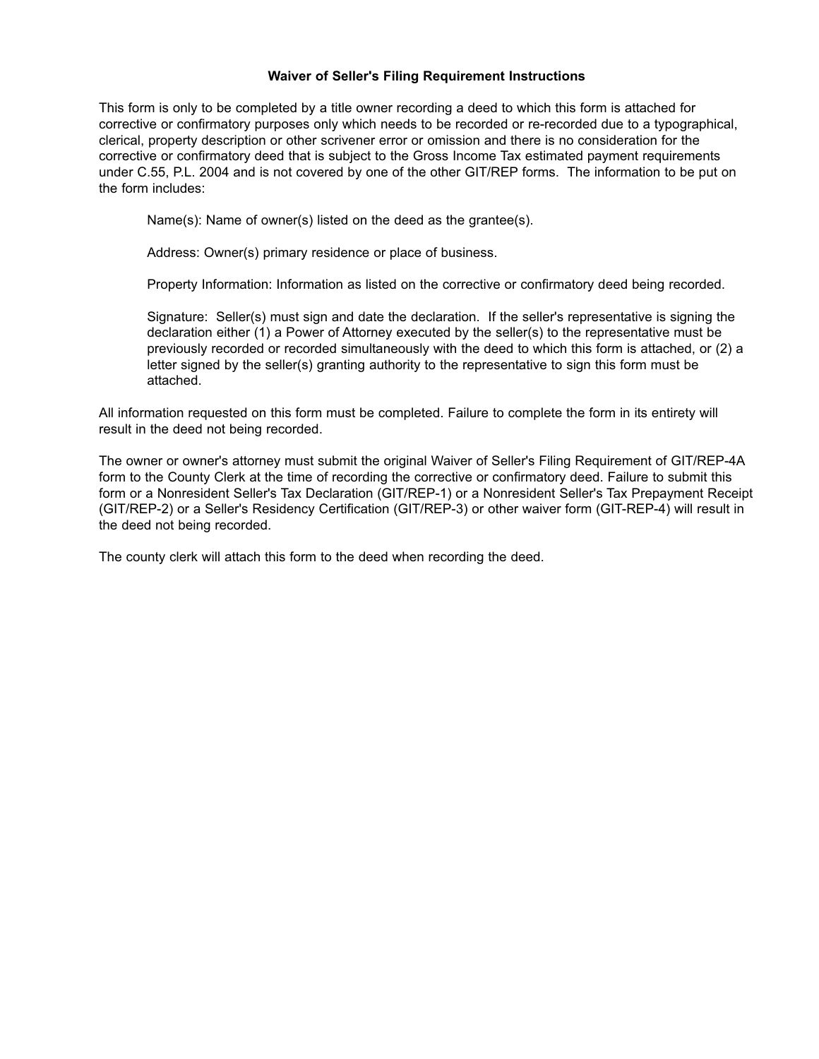## Waiver of Seller's Filing Requirement Instructions

This form is only to be completed by a title owner recording a deed to which this form is attached for corrective or confirmatory purposes only which needs to be recorded or re-recorded due to a typographical, clerical, property description or other scrivener error or omission and there is no consideration for the corrective or confirmatory deed that is subject to the Gross Income Tax estimated payment requirements under C.55, P.L. 2004 and is not covered by one of the other GIT/REP forms. The information to be put on the form includes:

> Name(s): Name of owner(s) listed on the deed as the grantee(s).
>
> Address: Owner(s) primary residence or place of business.
>
> Property Information: Information as listed on the corrective or confirmatory deed being recorded.
>
> Signature: Seller(s) must sign and date the declaration. If the seller's representative is signing the declaration either (1) a Power of Attorney executed by the seller(s) to the representative must be previously recorded or recorded simultaneously with the deed to which this form is attached, or (2) a letter signed by the seller(s) granting authority to the representative to sign this form must be attached.

All information requested on this form must be completed. Failure to complete the form in its entirety will result in the deed not being recorded.

The owner or owner's attorney must submit the original Waiver of Seller's Filing Requirement of GIT/REP-4A form to the County Clerk at the time of recording the corrective or confirmatory deed. Failure to submit this form or a Nonresident Seller's Tax Declaration (GIT/REP-1) or a Nonresident Seller's Tax Prepayment Receipt (GIT/REP-2) or a Seller's Residency Certification (GIT/REP-3) or other waiver form (GIT-REP-4) will result in the deed not being recorded.

The county clerk will attach this form to the deed when recording the deed.